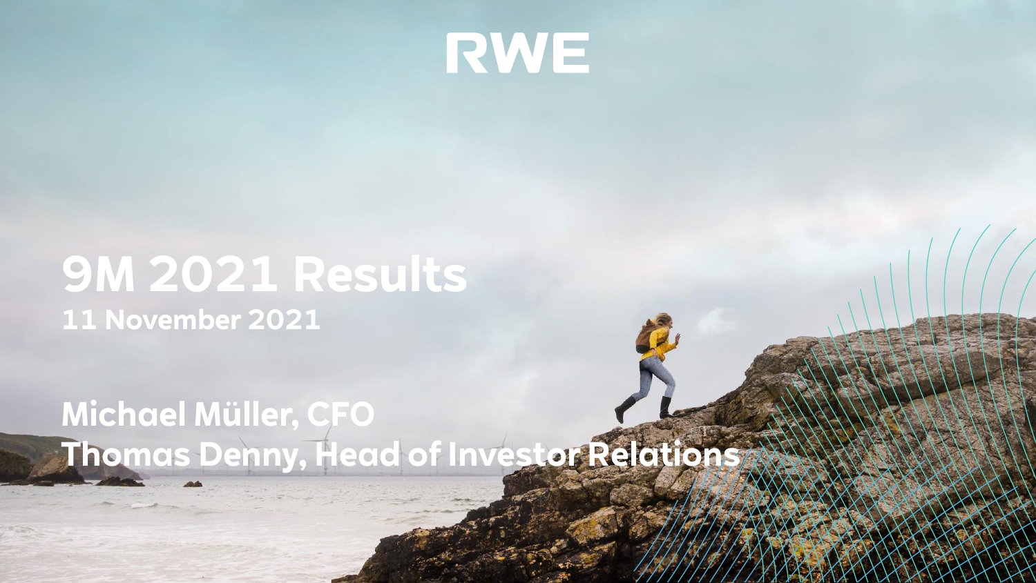RWE

# 9M 2021 Results

**11 November 2021**

**Michael Müller, CFO**

**Thomas Denny, Head of Investor Relations**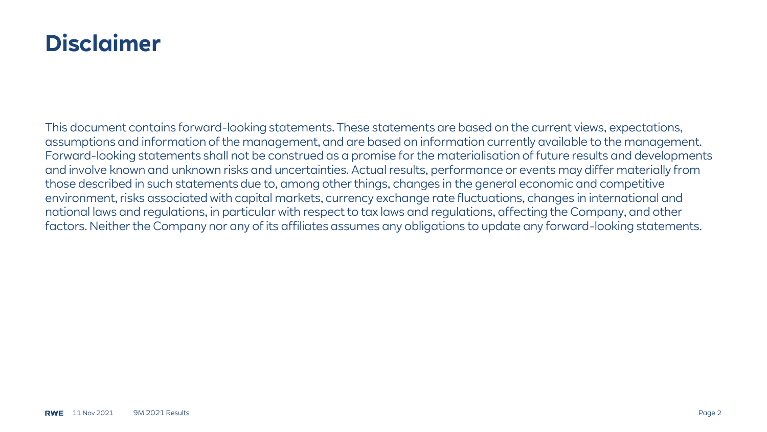# Disclaimer

This document contains forward-looking statements. These statements are based on the current views, expectations, assumptions and information of the management, and are based on information currently available to the management. Forward-looking statements shall not be construed as a promise for the materialisation of future results and developments and involve known and unknown risks and uncertainties. Actual results, performance or events may differ materially from those described in such statements due to, among other things, changes in the general economic and competitive environment, risks associated with capital markets, currency exchange rate fluctuations, changes in international and national laws and regulations, in particular with respect to tax laws and regulations, affecting the Company, and other factors. Neither the Company nor any of its affiliates assumes any obligations to update any forward-looking statements.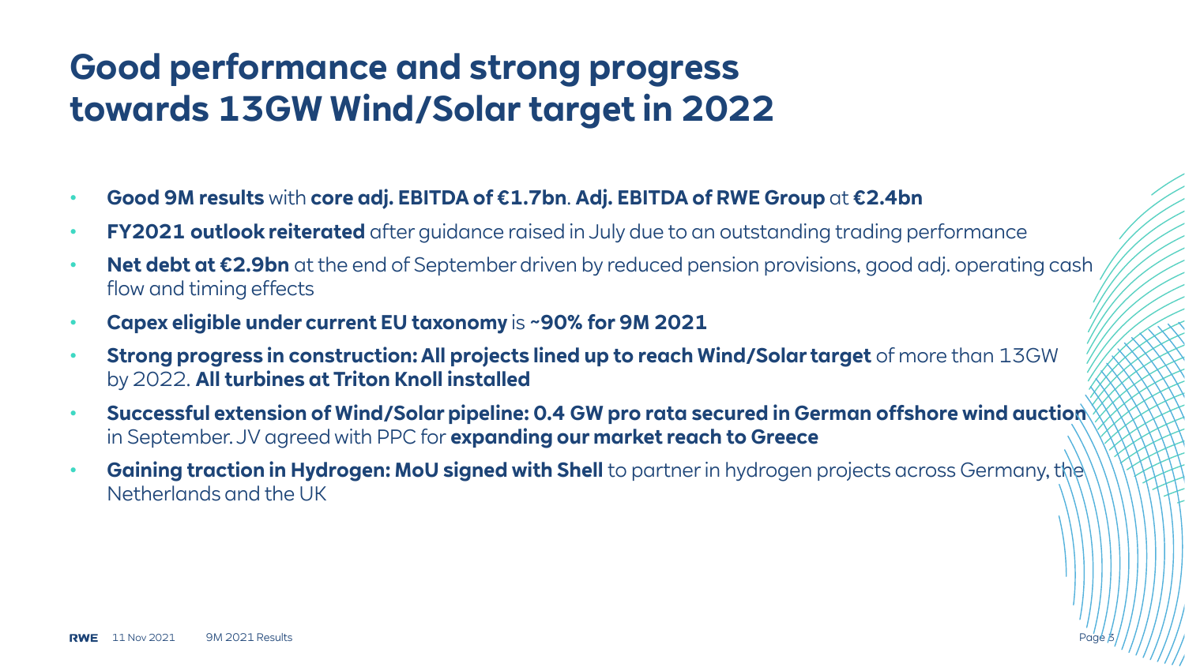# Good performance and strong progress towards 13GW Wind/Solar target in 2022

- **Good 9M results** with **core adj. EBITDA of €1.7bn**. **Adj. EBITDA of RWE Group** at **€2.4bn**
- **FY2021 outlook reiterated** after guidance raised in July due to an outstanding trading performance
- **Net debt at €2.9bn** at the end of September driven by reduced pension provisions, good adj. operating cash flow and timing effects
- **Capex eligible under current EU taxonomy** is **~90% for 9M 2021**
- **Strong progress in construction: All projects lined up to reach Wind/Solar target** of more than 13GW by 2022. **All turbines at Triton Knoll installed**
- **Successful extension of Wind/Solar pipeline: 0.4 GW pro rata secured in German offshore wind auction** in September. JV agreed with PPC for **expanding our market reach to Greece**
- **Gaining traction in Hydrogen: MoU signed with Shell** to partner in hydrogen projects across Germany, the Netherlands and the UK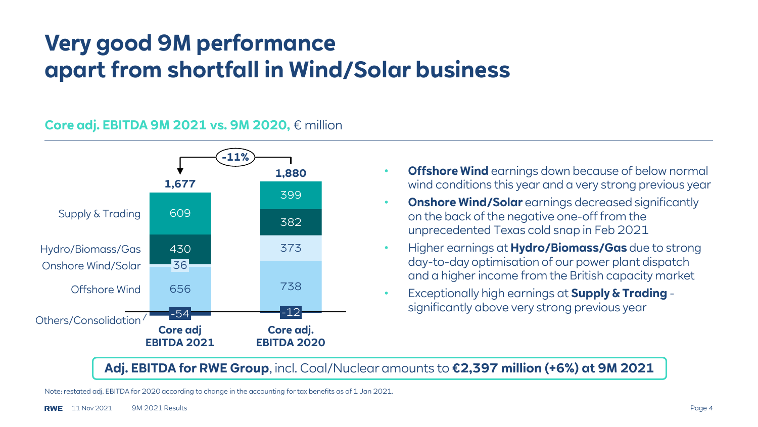# Very good 9M performance apart from shortfall in Wind/Solar business

**Core adj. EBITDA 9M 2021 vs. 9M 2020,** € million

| | Core adj EBITDA 2021 | Core adj. EBITDA 2020 |
|---|---|---|
| Supply & Trading | 609 | 399 |
| Hydro/Biomass/Gas | 430 | 382 |
| Onshore Wind/Solar | 36 | 373 |
| Offshore Wind | 656 | 738 |
| Others/Consolidation | -54 | -12 |
| **Total** | **1,677** | **1,880** |

Change: -11%

- **Offshore Wind** earnings down because of below normal wind conditions this year and a very strong previous year
- **Onshore Wind/Solar** earnings decreased significantly on the back of the negative one-off from the unprecedented Texas cold snap in Feb 2021
- Higher earnings at **Hydro/Biomass/Gas** due to strong day-to-day optimisation of our power plant dispatch and a higher income from the British capacity market
- Exceptionally high earnings at **Supply & Trading** - significantly above very strong previous year

**Adj. EBITDA for RWE Group**, incl. Coal/Nuclear amounts to **€2,397 million (+6%) at 9M 2021**

Note: restated adj. EBITDA for 2020 according to change in the accounting for tax benefits as of 1 Jan 2021.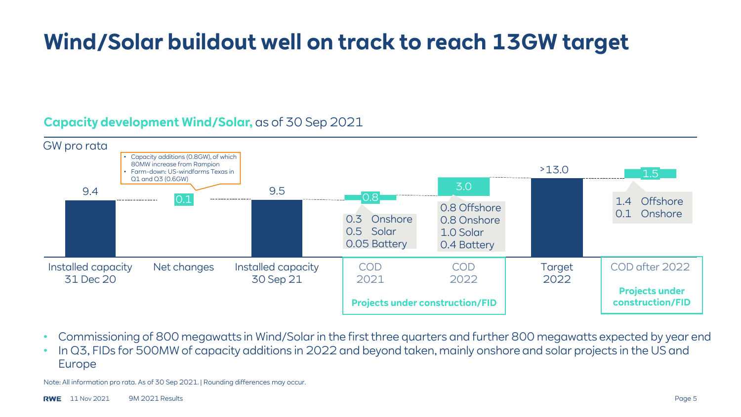# Wind/Solar buildout well on track to reach 13GW target

**Capacity development Wind/Solar,** as of 30 Sep 2021

GW pro rata

| | Installed capacity 31 Dec 20 | Net changes | Installed capacity 30 Sep 21 | COD 2021 | COD 2022 | Target 2022 | COD after 2022 |
|---|---|---|---|---|---|---|---|
| GW | 9.4 | 0.1 | 9.5 | 0.8 | 3.0 | >13.0 | 1.5 |
| Breakdown | | • Capacity additions (0.8GW), of which 80MW increase from Rampion<br>• Farm-down: US-windfarms Texas in Q1 and Q3 (0.6GW) | | 0.3 Onshore<br>0.5 Solar<br>0.05 Battery | 0.8 Offshore<br>0.8 Onshore<br>1.0 Solar<br>0.4 Battery | | 1.4 Offshore<br>0.1 Onshore |
| | | | | **Projects under construction/FID** | | | **Projects under construction/FID** |

- Commissioning of 800 megawatts in Wind/Solar in the first three quarters and further 800 megawatts expected by year end
- In Q3, FIDs for 500MW of capacity additions in 2022 and beyond taken, mainly onshore and solar projects in the US and Europe

Note: All information pro rata. As of 30 Sep 2021. | Rounding differences may occur.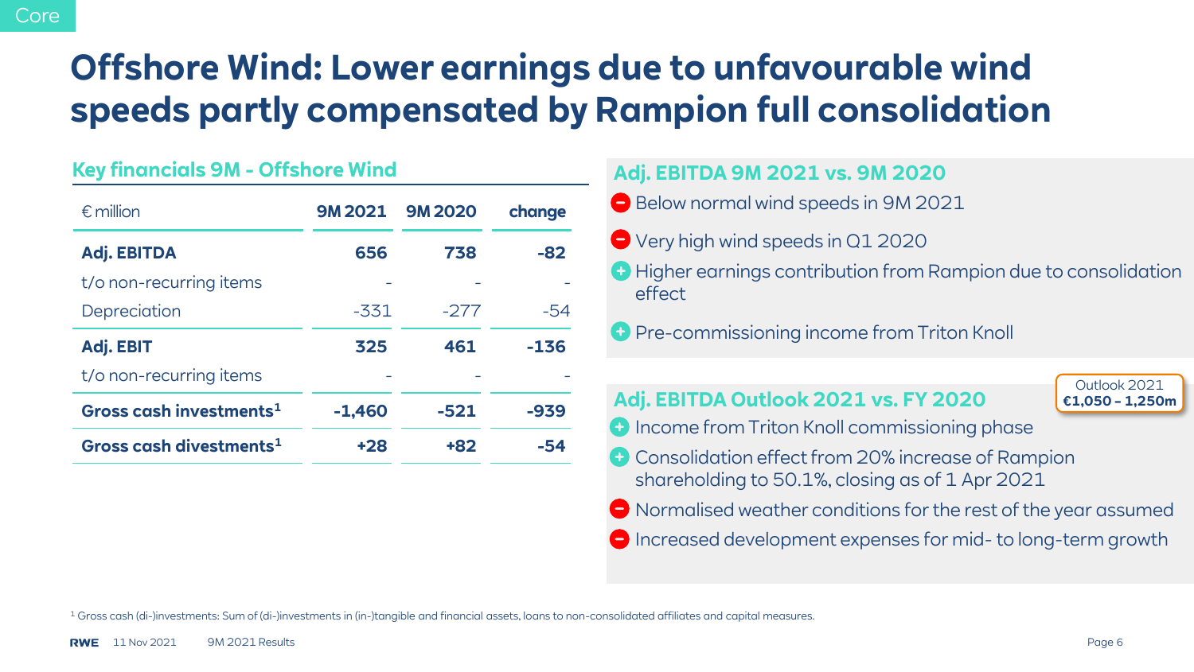Core

# Offshore Wind: Lower earnings due to unfavourable wind speeds partly compensated by Rampion full consolidation

## Key financials 9M - Offshore Wind

| € million | 9M 2021 | 9M 2020 | change |
|---|---|---|---|
| **Adj. EBITDA** | **656** | **738** | **-82** |
| t/o non-recurring items | - | - | - |
| Depreciation | -331 | -277 | -54 |
| **Adj. EBIT** | **325** | **461** | **-136** |
| t/o non-recurring items | - | - | - |
| **Gross cash investments**[1] | **-1,460** | **-521** | **-939** |
| **Gross cash divestments**[1] | **+28** | **+82** | **-54** |

## Adj. EBITDA 9M 2021 vs. 9M 2020

- − Below normal wind speeds in 9M 2021
- − Very high wind speeds in Q1 2020
- + Higher earnings contribution from Rampion due to consolidation effect
- + Pre-commissioning income from Triton Knoll

## Adj. EBITDA Outlook 2021 vs. FY 2020

Outlook 2021 **€1,050 – 1,250m**

- + Income from Triton Knoll commissioning phase
- + Consolidation effect from 20% increase of Rampion shareholding to 50.1%, closing as of 1 Apr 2021
- − Normalised weather conditions for the rest of the year assumed
- − Increased development expenses for mid- to long-term growth

[1] Gross cash (di-)investments: Sum of (di-)investments in (in-)tangible and financial assets, loans to non-consolidated affiliates and capital measures.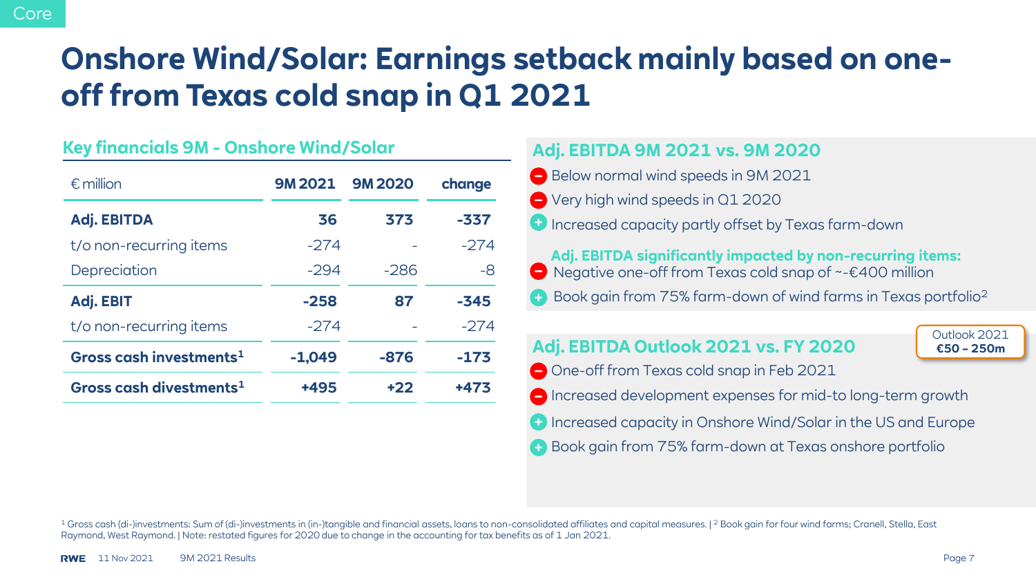Core

# Onshore Wind/Solar: Earnings setback mainly based on one-off from Texas cold snap in Q1 2021

## Key financials 9M - Onshore Wind/Solar

| € million | 9M 2021 | 9M 2020 | change |
|---|---|---|---|
| **Adj. EBITDA** | **36** | **373** | **-337** |
| t/o non-recurring items | -274 | - | -274 |
| Depreciation | -294 | -286 | -8 |
| **Adj. EBIT** | **-258** | **87** | **-345** |
| t/o non-recurring items | -274 | - | -274 |
| **Gross cash investments[1]** | **-1,049** | **-876** | **-173** |
| **Gross cash divestments[1]** | **+495** | **+22** | **+473** |

## Adj. EBITDA 9M 2021 vs. 9M 2020

- − Below normal wind speeds in 9M 2021
- − Very high wind speeds in Q1 2020
- + Increased capacity partly offset by Texas farm-down

**Adj. EBITDA significantly impacted by non-recurring items:**

- − Negative one-off from Texas cold snap of ~-€400 million
- + Book gain from 75% farm-down of wind farms in Texas portfolio[2]

## Adj. EBITDA Outlook 2021 vs. FY 2020

Outlook 2021 **€50 – 250m**

- − One-off from Texas cold snap in Feb 2021
- − Increased development expenses for mid-to long-term growth
- + Increased capacity in Onshore Wind/Solar in the US and Europe
- + Book gain from 75% farm-down at Texas onshore portfolio

[1] Gross cash (di-)investments: Sum of (di-)investments in (in-)tangible and financial assets, loans to non-consolidated affiliates and capital measures. | [2] Book gain for four wind farms; Cranell, Stella, East Raymond, West Raymond. | Note: restated figures for 2020 due to change in the accounting for tax benefits as of 1 Jan 2021.

RWE 11 Nov 2021 9M 2021 Results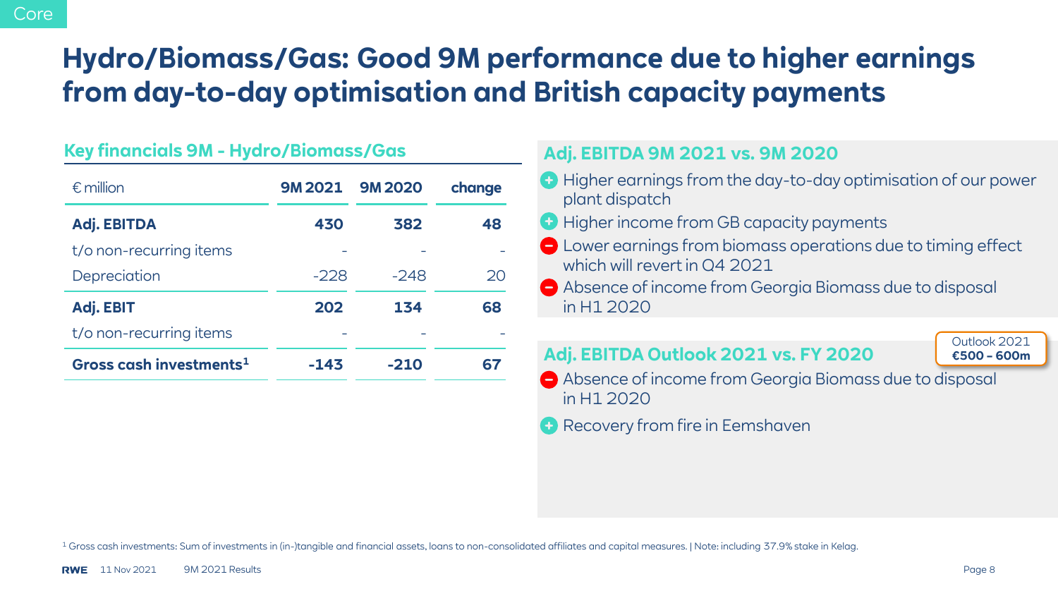Core

# Hydro/Biomass/Gas: Good 9M performance due to higher earnings from day-to-day optimisation and British capacity payments

## Key financials 9M - Hydro/Biomass/Gas

| € million | 9M 2021 | 9M 2020 | change |
|---|---|---|---|
| **Adj. EBITDA** | **430** | **382** | **48** |
| t/o non-recurring items | - | - | - |
| Depreciation | -228 | -248 | 20 |
| **Adj. EBIT** | **202** | **134** | **68** |
| t/o non-recurring items | - | - | - |
| **Gross cash investments**[1] | **-143** | **-210** | **67** |

## Adj. EBITDA 9M 2021 vs. 9M 2020

- (+) Higher earnings from the day-to-day optimisation of our power plant dispatch
- (+) Higher income from GB capacity payments
- (−) Lower earnings from biomass operations due to timing effect which will revert in Q4 2021
- (−) Absence of income from Georgia Biomass due to disposal in H1 2020

## Adj. EBITDA Outlook 2021 vs. FY 2020

Outlook 2021
**€500 – 600m**

- (−) Absence of income from Georgia Biomass due to disposal in H1 2020
- (+) Recovery from fire in Eemshaven

[1] Gross cash investments: Sum of investments in (in-)tangible and financial assets, loans to non-consolidated affiliates and capital measures. | Note: including 37.9% stake in Kelag.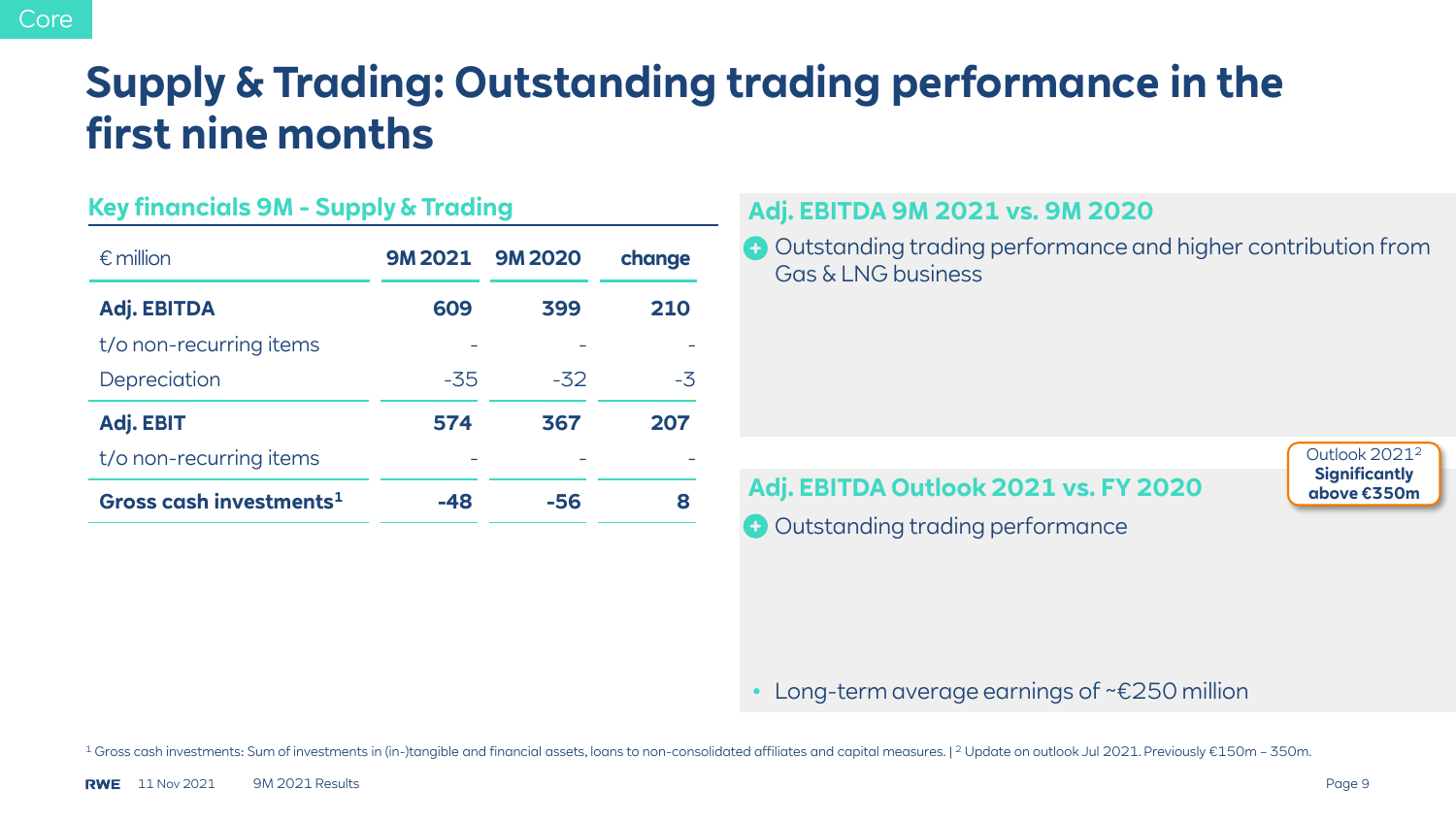Core

# Supply & Trading: Outstanding trading performance in the first nine months

## Key financials 9M - Supply & Trading

| € million | 9M 2021 | 9M 2020 | change |
|---|---|---|---|
| **Adj. EBITDA** | **609** | **399** | **210** |
| t/o non-recurring items | - | - | - |
| Depreciation | -35 | -32 | -3 |
| **Adj. EBIT** | **574** | **367** | **207** |
| t/o non-recurring items | - | - | - |
| **Gross cash investments**[1] | **-48** | **-56** | **8** |

## Adj. EBITDA 9M 2021 vs. 9M 2020

- (+) Outstanding trading performance and higher contribution from Gas & LNG business

## Adj. EBITDA Outlook 2021 vs. FY 2020

Outlook 2021[2]
**Significantly above €350m**

- (+) Outstanding trading performance

- Long-term average earnings of ~€250 million

[1] Gross cash investments: Sum of investments in (in-)tangible and financial assets, loans to non-consolidated affiliates and capital measures. | [2] Update on outlook Jul 2021. Previously €150m – 350m.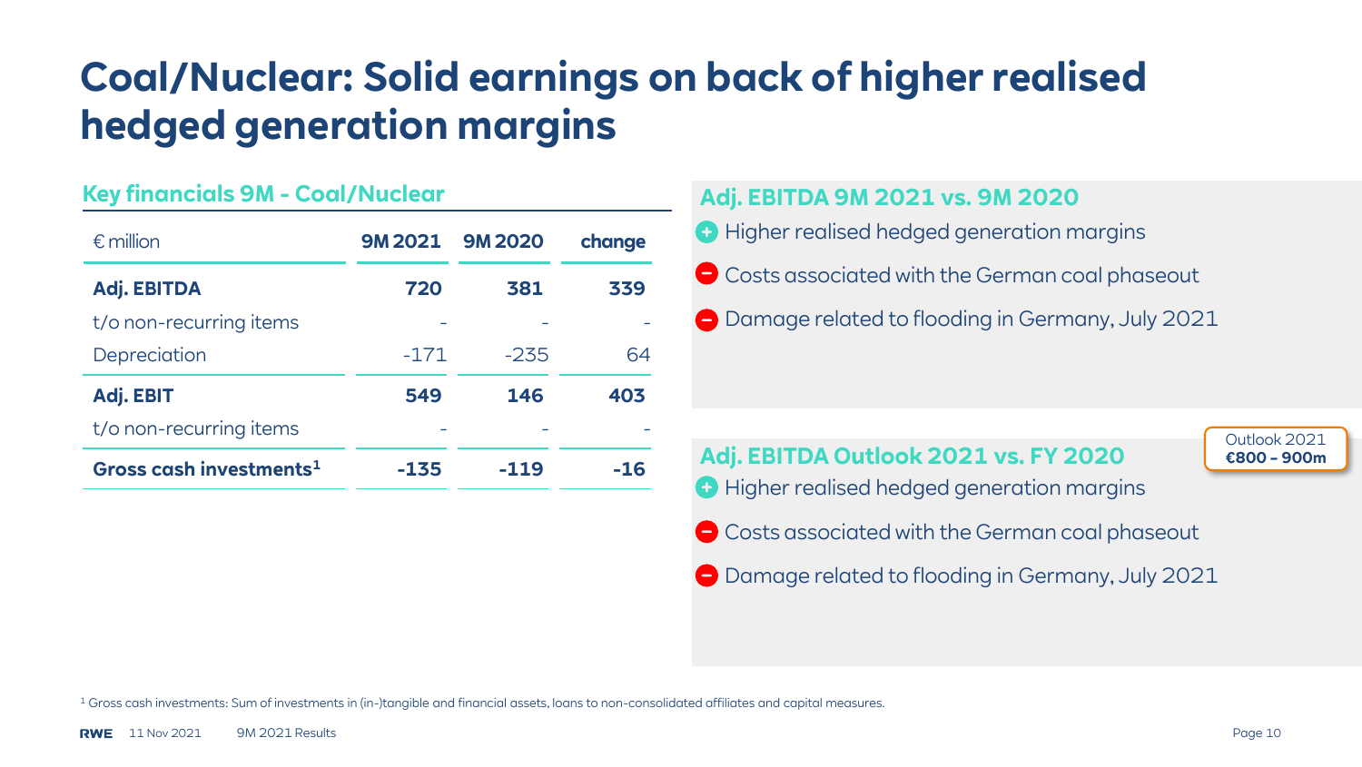# Coal/Nuclear: Solid earnings on back of higher realised hedged generation margins

## Key financials 9M - Coal/Nuclear

| € million | 9M 2021 | 9M 2020 | change |
|---|---|---|---|
| **Adj. EBITDA** | **720** | **381** | **339** |
| t/o non-recurring items | - | - | - |
| Depreciation | -171 | -235 | 64 |
| **Adj. EBIT** | **549** | **146** | **403** |
| t/o non-recurring items | - | - | - |
| **Gross cash investments[1]** | **-135** | **-119** | **-16** |

## Adj. EBITDA 9M 2021 vs. 9M 2020

- (+) Higher realised hedged generation margins
- (−) Costs associated with the German coal phaseout
- (−) Damage related to flooding in Germany, July 2021

## Adj. EBITDA Outlook 2021 vs. FY 2020

Outlook 2021 **€800 – 900m**

- (+) Higher realised hedged generation margins
- (−) Costs associated with the German coal phaseout
- (−) Damage related to flooding in Germany, July 2021

[1] Gross cash investments: Sum of investments in (in-)tangible and financial assets, loans to non-consolidated affiliates and capital measures.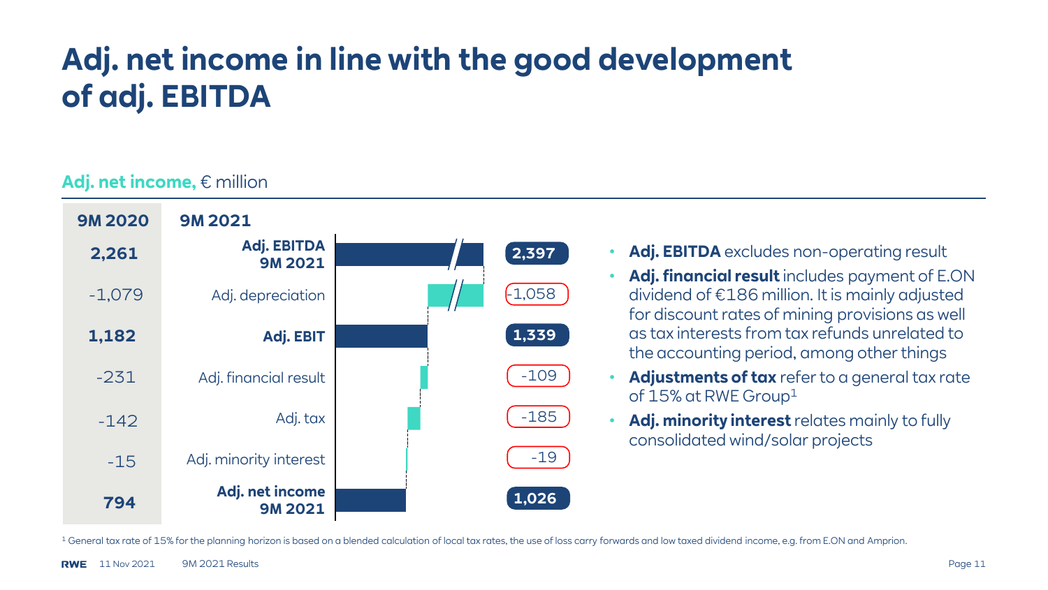# Adj. net income in line with the good development of adj. EBITDA

**Adj. net income,** € million

| 9M 2020 | 9M 2021 | |
|---|---|---|
| **2,261** | **Adj. EBITDA 9M 2021** | **2,397** |
| -1,079 | Adj. depreciation | -1,058 |
| **1,182** | **Adj. EBIT** | **1,339** |
| -231 | Adj. financial result | -109 |
| -142 | Adj. tax | -185 |
| -15 | Adj. minority interest | -19 |
| **794** | **Adj. net income 9M 2021** | **1,026** |

- **Adj. EBITDA** excludes non-operating result
- **Adj. financial result** includes payment of E.ON dividend of €186 million. It is mainly adjusted for discount rates of mining provisions as well as tax interests from tax refunds unrelated to the accounting period, among other things
- **Adjustments of tax** refer to a general tax rate of 15% at RWE Group[1]
- **Adj. minority interest** relates mainly to fully consolidated wind/solar projects

[1] General tax rate of 15% for the planning horizon is based on a blended calculation of local tax rates, the use of loss carry forwards and low taxed dividend income, e.g. from E.ON and Amprion.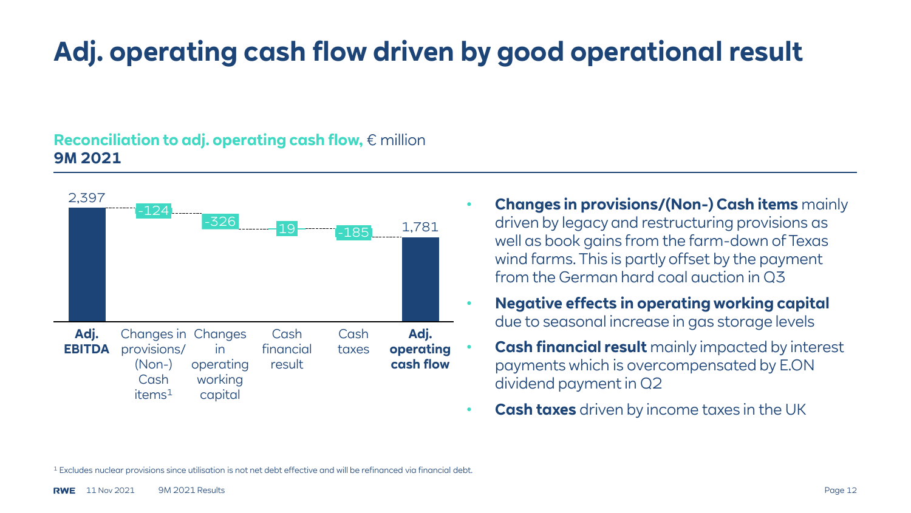# Adj. operating cash flow driven by good operational result

**Reconciliation to adj. operating cash flow,** € million
**9M 2021**

| Adj. EBITDA | Changes in provisions/ (Non-) Cash items[1] | Changes in operating working capital | Cash financial result | Cash taxes | Adj. operating cash flow |
|---|---|---|---|---|---|
| 2,397 | -124 | -326 | 19 | -185 | 1,781 |

- **Changes in provisions/(Non-) Cash items** mainly driven by legacy and restructuring provisions as well as book gains from the farm-down of Texas wind farms. This is partly offset by the payment from the German hard coal auction in Q3
- **Negative effects in operating working capital** due to seasonal increase in gas storage levels
- **Cash financial result** mainly impacted by interest payments which is overcompensated by E.ON dividend payment in Q2
- **Cash taxes** driven by income taxes in the UK

[1] Excludes nuclear provisions since utilisation is not net debt effective and will be refinanced via financial debt.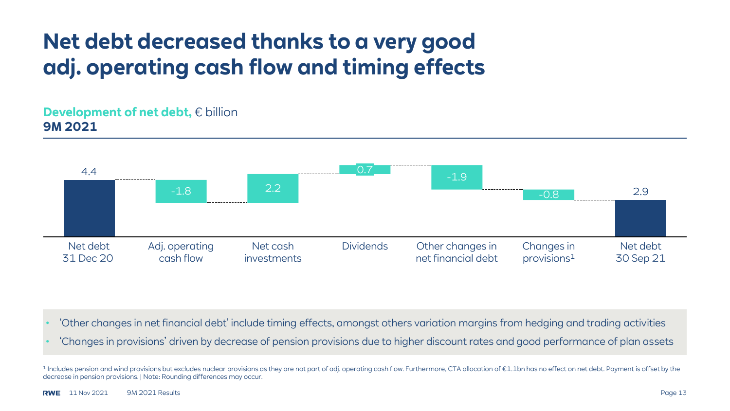# Net debt decreased thanks to a very good adj. operating cash flow and timing effects

**Development of net debt,** € billion
**9M 2021**

| Net debt 31 Dec 20 | Adj. operating cash flow | Net cash investments | Dividends | Other changes in net financial debt | Changes in provisions[1] | Net debt 30 Sep 21 |
|---|---|---|---|---|---|---|
| 4.4 | -1.8 | 2.2 | 0.7 | -1.9 | -0.8 | 2.9 |

- 'Other changes in net financial debt' include timing effects, amongst others variation margins from hedging and trading activities
- 'Changes in provisions' driven by decrease of pension provisions due to higher discount rates and good performance of plan assets

[1] Includes pension and wind provisions but excludes nuclear provisions as they are not part of adj. operating cash flow. Furthermore, CTA allocation of €1.1bn has no effect on net debt. Payment is offset by the decrease in pension provisions. | Note: Rounding differences may occur.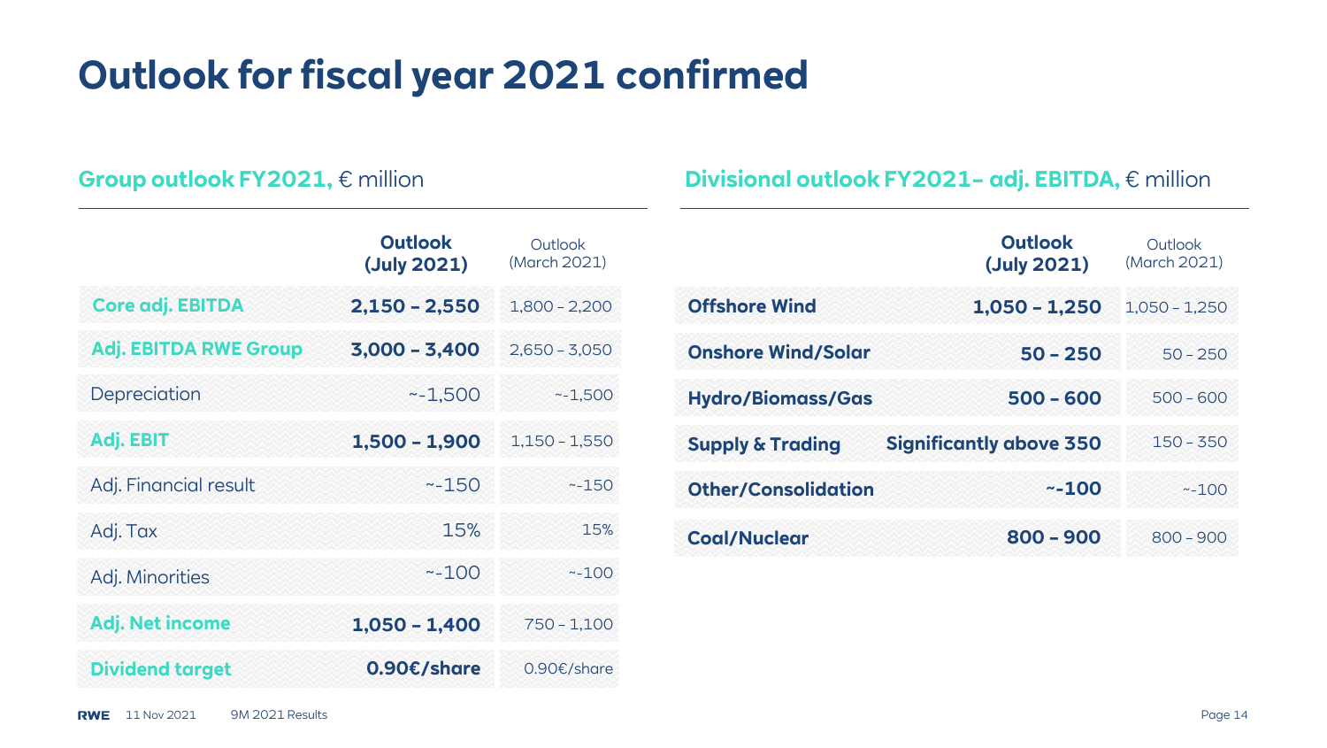# Outlook for fiscal year 2021 confirmed

## Group outlook FY2021, € million

| | Outlook (July 2021) | Outlook (March 2021) |
|---|---|---|
| **Core adj. EBITDA** | **2,150 – 2,550** | 1,800 – 2,200 |
| **Adj. EBITDA RWE Group** | **3,000 – 3,400** | 2,650 – 3,050 |
| Depreciation | ~-1,500 | ~-1,500 |
| **Adj. EBIT** | **1,500 – 1,900** | 1,150 – 1,550 |
| Adj. Financial result | ~-150 | ~-150 |
| Adj. Tax | 15% | 15% |
| Adj. Minorities | ~-100 | ~-100 |
| **Adj. Net income** | **1,050 – 1,400** | 750 – 1,100 |
| **Dividend target** | **0.90€/share** | 0.90€/share |

## Divisional outlook FY2021– adj. EBITDA, € million

| | Outlook (July 2021) | Outlook (March 2021) |
|---|---|---|
| **Offshore Wind** | **1,050 – 1,250** | 1,050 – 1,250 |
| **Onshore Wind/Solar** | **50 – 250** | 50 – 250 |
| **Hydro/Biomass/Gas** | **500 – 600** | 500 – 600 |
| **Supply & Trading** | **Significantly above 350** | 150 – 350 |
| **Other/Consolidation** | **~-100** | ~-100 |
| **Coal/Nuclear** | **800 – 900** | 800 – 900 |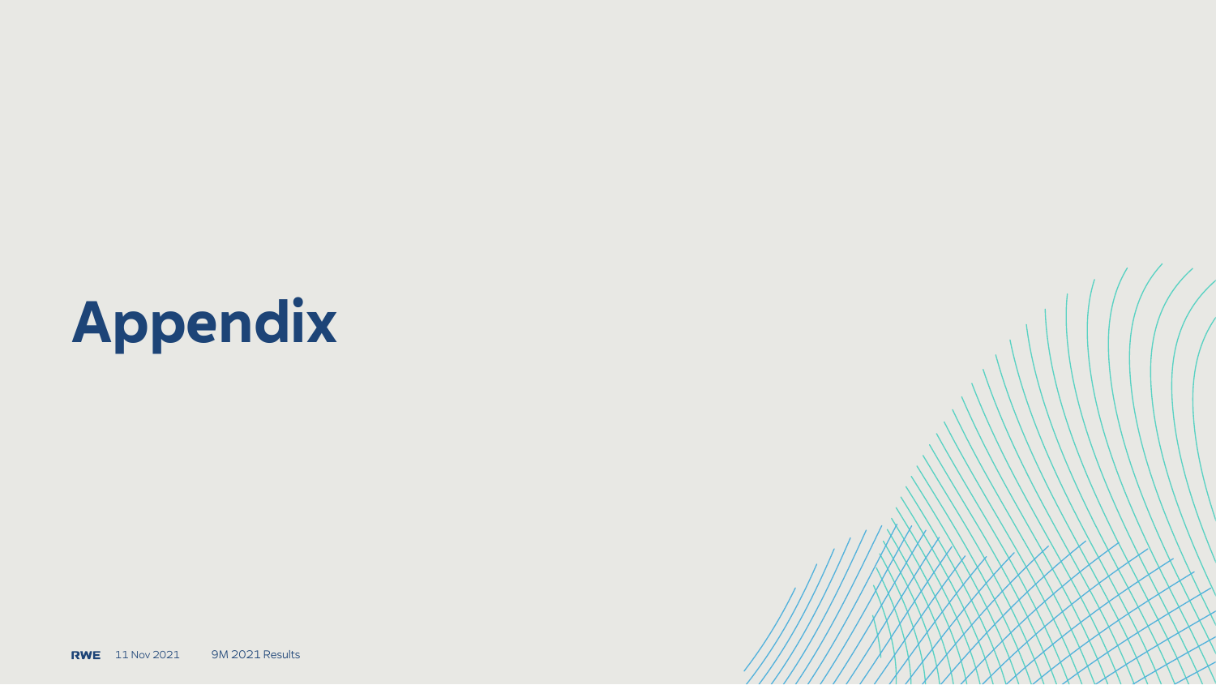# Appendix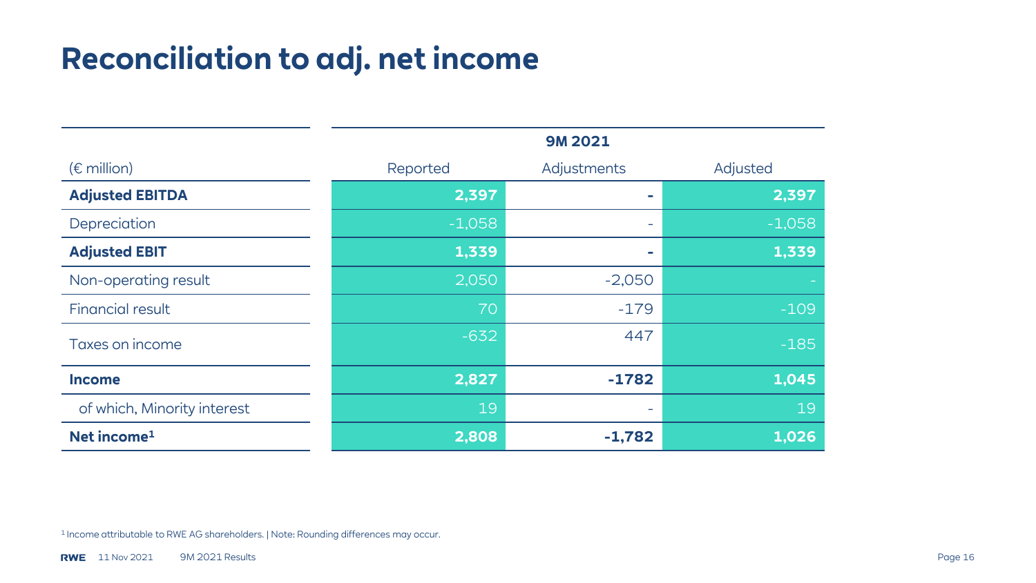# Reconciliation to adj. net income

| (€ million) | 9M 2021 | | |
|---|---|---|---|
| | Reported | Adjustments | Adjusted |
| **Adjusted EBITDA** | **2,397** | **-** | **2,397** |
| Depreciation | -1,058 | - | -1,058 |
| **Adjusted EBIT** | **1,339** | **-** | **1,339** |
| Non-operating result | 2,050 | -2,050 | - |
| Financial result | 70 | -179 | -109 |
| Taxes on income | -632 | 447 | -185 |
| **Income** | **2,827** | **-1782** | **1,045** |
| of which, Minority interest | 19 | - | 19 |
| **Net income[1]** | **2,808** | **-1,782** | **1,026** |

[1] Income attributable to RWE AG shareholders. | Note: Rounding differences may occur.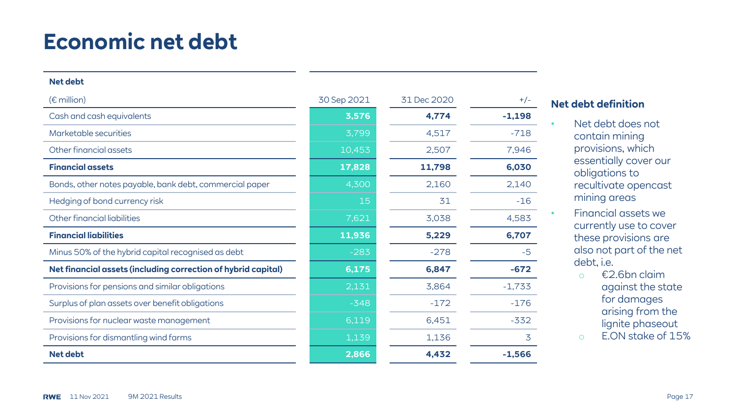# Economic net debt

| Net debt<br>(€ million) | 30 Sep 2021 | 31 Dec 2020 | +/- |
|---|---|---|---|
| Cash and cash equivalents | **3,576** | **4,774** | **-1,198** |
| Marketable securities | 3,799 | 4,517 | -718 |
| Other financial assets | 10,453 | 2,507 | 7,946 |
| **Financial assets** | **17,828** | **11,798** | **6,030** |
| Bonds, other notes payable, bank debt, commercial paper | 4,300 | 2,160 | 2,140 |
| Hedging of bond currency risk | 15 | 31 | -16 |
| Other financial liabilities | 7,621 | 3,038 | 4,583 |
| **Financial liabilities** | **11,936** | **5,229** | **6,707** |
| Minus 50% of the hybrid capital recognised as debt | -283 | -278 | -5 |
| **Net financial assets (including correction of hybrid capital)** | **6,175** | **6,847** | **-672** |
| Provisions for pensions and similar obligations | 2,131 | 3,864 | -1,733 |
| Surplus of plan assets over benefit obligations | -348 | -172 | -176 |
| Provisions for nuclear waste management | 6,119 | 6,451 | -332 |
| Provisions for dismantling wind farms | 1,139 | 1,136 | 3 |
| **Net debt** | **2,866** | **4,432** | **-1,566** |

## Net debt definition

- Net debt does not contain mining provisions, which essentially cover our obligations to recultivate opencast mining areas
- Financial assets we currently use to cover these provisions are also not part of the net debt, i.e.
  - €2.6bn claim against the state for damages arising from the lignite phaseout
  - E.ON stake of 15%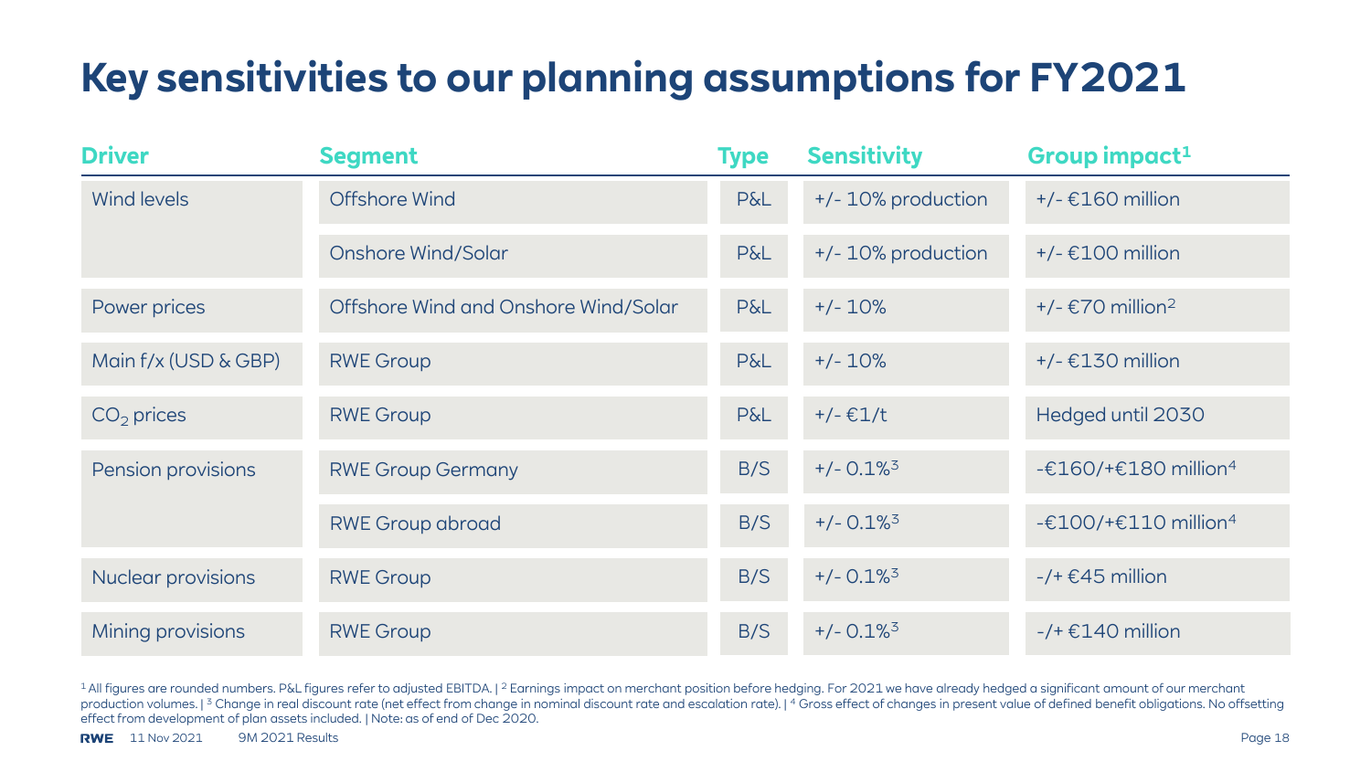# Key sensitivities to our planning assumptions for FY2021

| Driver | Segment | Type | Sensitivity | Group impact[1] |
|---|---|---|---|---|
| Wind levels | Offshore Wind | P&L | +/- 10% production | +/- €160 million |
| | Onshore Wind/Solar | P&L | +/- 10% production | +/- €100 million |
| Power prices | Offshore Wind and Onshore Wind/Solar | P&L | +/- 10% | +/- €70 million[2] |
| Main f/x (USD & GBP) | RWE Group | P&L | +/- 10% | +/- €130 million |
| $CO_2$ prices | RWE Group | P&L | +/- €1/t | Hedged until 2030 |
| Pension provisions | RWE Group Germany | B/S | +/- 0.1%[3] | -€160/+€180 million[4] |
| | RWE Group abroad | B/S | +/- 0.1%[3] | -€100/+€110 million[4] |
| Nuclear provisions | RWE Group | B/S | +/- 0.1%[3] | -/+ €45 million |
| Mining provisions | RWE Group | B/S | +/- 0.1%[3] | -/+ €140 million |

[1] All figures are rounded numbers. P&L figures refer to adjusted EBITDA. | [2] Earnings impact on merchant position before hedging. For 2021 we have already hedged a significant amount of our merchant production volumes. | [3] Change in real discount rate (net effect from change in nominal discount rate and escalation rate). | [4] Gross effect of changes in present value of defined benefit obligations. No offsetting effect from development of plan assets included. | Note: as of end of Dec 2020.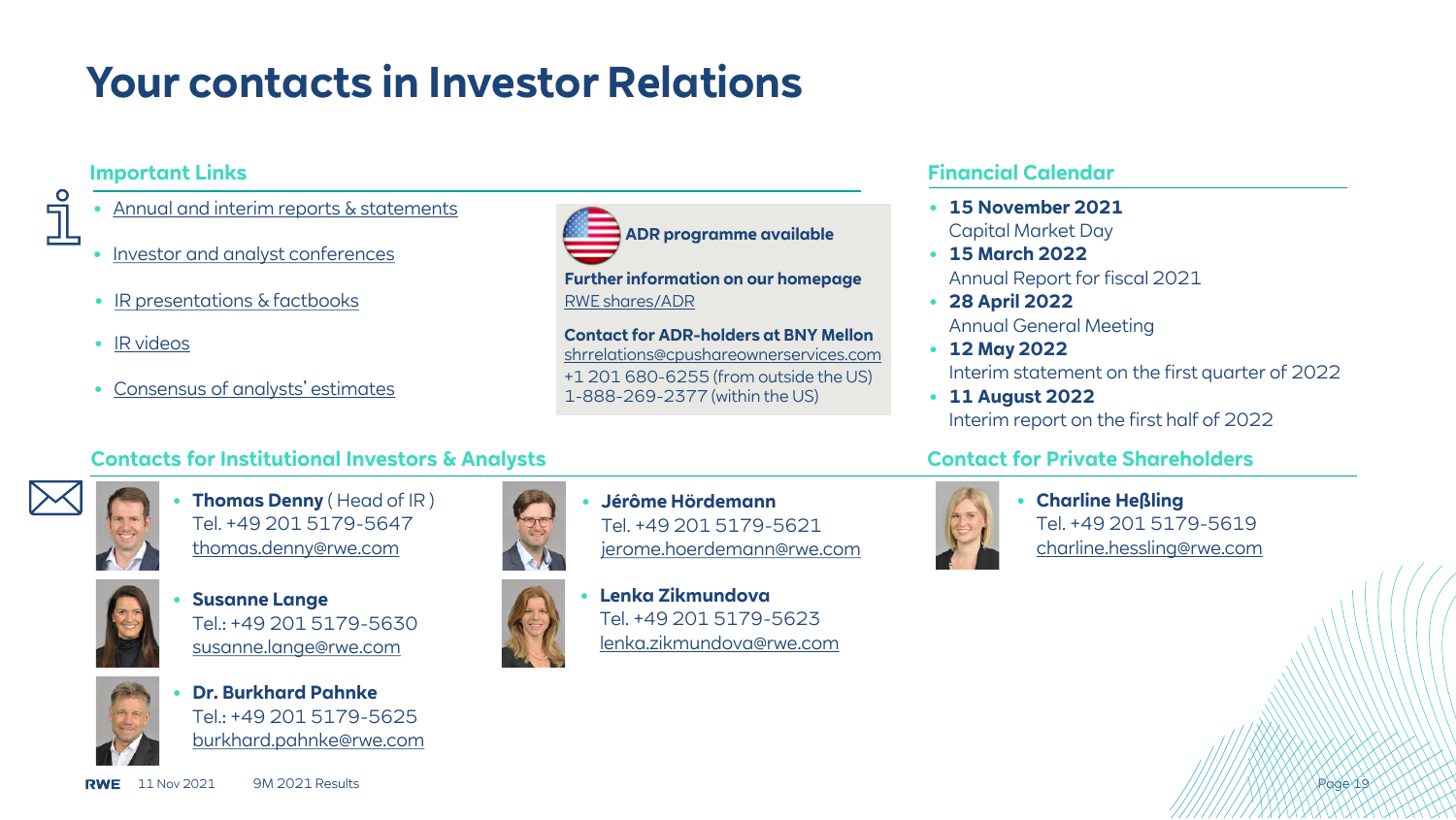# Your contacts in Investor Relations

## Important Links

- Annual and interim reports & statements
- Investor and analyst conferences
- IR presentations & factbooks
- IR videos
- Consensus of analysts' estimates

**ADR programme available**

**Further information on our homepage**
RWE shares/ADR

**Contact for ADR-holders at BNY Mellon**
shrrelations@cpushareownerservices.com
+1 201 680-6255 (from outside the US)
1-888-269-2377 (within the US)

## Financial Calendar

- **15 November 2021**
  Capital Market Day
- **15 March 2022**
  Annual Report for fiscal 2021
- **28 April 2022**
  Annual General Meeting
- **12 May 2022**
  Interim statement on the first quarter of 2022
- **11 August 2022**
  Interim report on the first half of 2022

## Contacts for Institutional Investors & Analysts

- **Thomas Denny** ( Head of IR )
  Tel. +49 201 5179-5647
  thomas.denny@rwe.com
- **Susanne Lange**
  Tel.: +49 201 5179-5630
  susanne.lange@rwe.com
- **Dr. Burkhard Pahnke**
  Tel.: +49 201 5179-5625
  burkhard.pahnke@rwe.com
- **Jérôme Hördemann**
  Tel. +49 201 5179-5621
  jerome.hoerdemann@rwe.com
- **Lenka Zikmundova**
  Tel. +49 201 5179-5623
  lenka.zikmundova@rwe.com

## Contact for Private Shareholders

- **Charline Heßling**
  Tel. +49 201 5179-5619
  charline.hessling@rwe.com